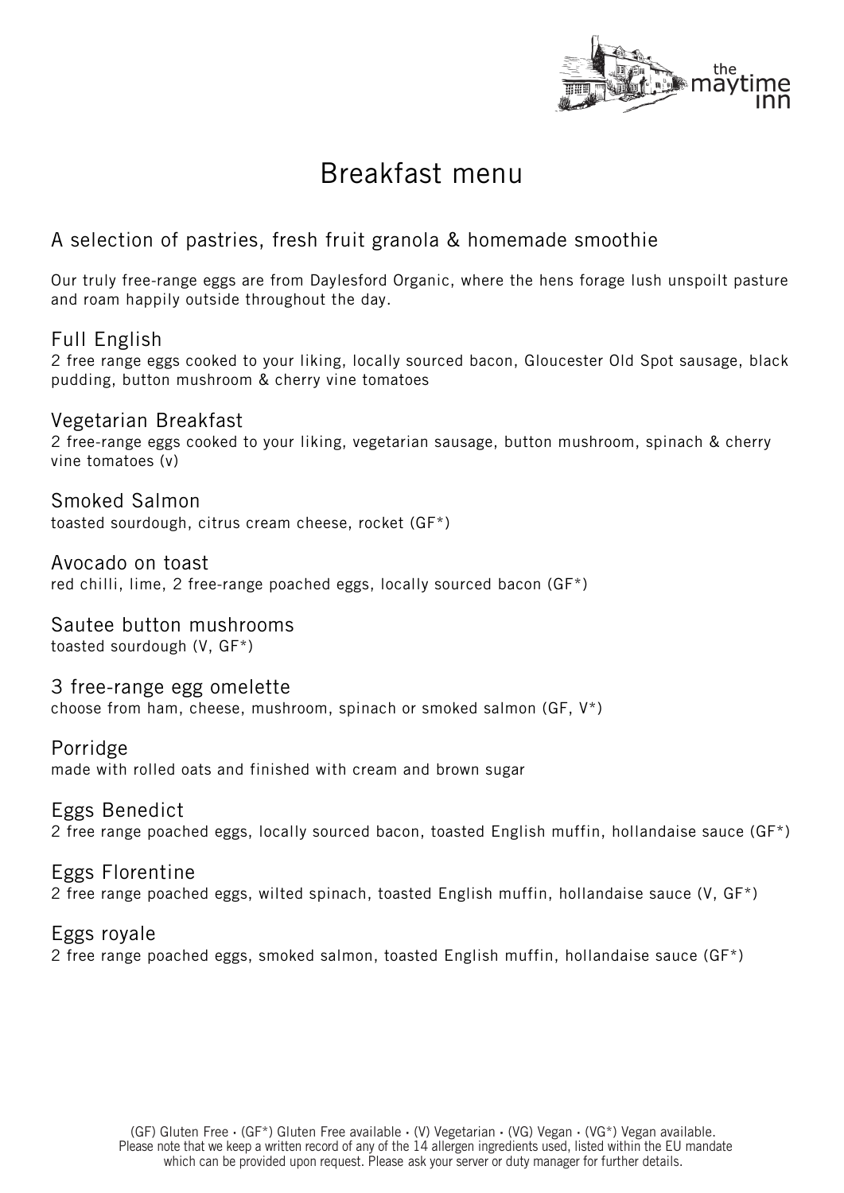# Breakfast menu

## A selection of pastries, fresh fruit granola & homemade smoothie

Our truly free-range eggs are from Daylesford Organic, where the hens forage lush unspoilt pasture and roam happily outside throughout the day.

### Full English
2 free range eggs cooked to your liking, locally sourced bacon, Gloucester Old Spot sausage, black pudding, button mushroom & cherry vine tomatoes

### Vegetarian Breakfast
2 free-range eggs cooked to your liking, vegetarian sausage, button mushroom, spinach & cherry vine tomatoes (v)

### Smoked Salmon
toasted sourdough, citrus cream cheese, rocket (GF*)

### Avocado on toast
red chilli, lime, 2 free-range poached eggs, locally sourced bacon (GF*)

### Sautee button mushrooms
toasted sourdough (V, GF*)

### 3 free-range egg omelette
choose from ham, cheese, mushroom, spinach or smoked salmon (GF, V*)

### Porridge
made with rolled oats and finished with cream and brown sugar

### Eggs Benedict
2 free range poached eggs, locally sourced bacon, toasted English muffin, hollandaise sauce (GF*)

### Eggs Florentine
2 free range poached eggs, wilted spinach, toasted English muffin, hollandaise sauce (V, GF*)

### Eggs royale
2 free range poached eggs, smoked salmon, toasted English muffin, hollandaise sauce (GF*)

(GF) Gluten Free • (GF*) Gluten Free available • (V) Vegetarian • (VG) Vegan • (VG*) Vegan available.
Please note that we keep a written record of any of the 14 allergen ingredients used, listed within the EU mandate which can be provided upon request. Please ask your server or duty manager for further details.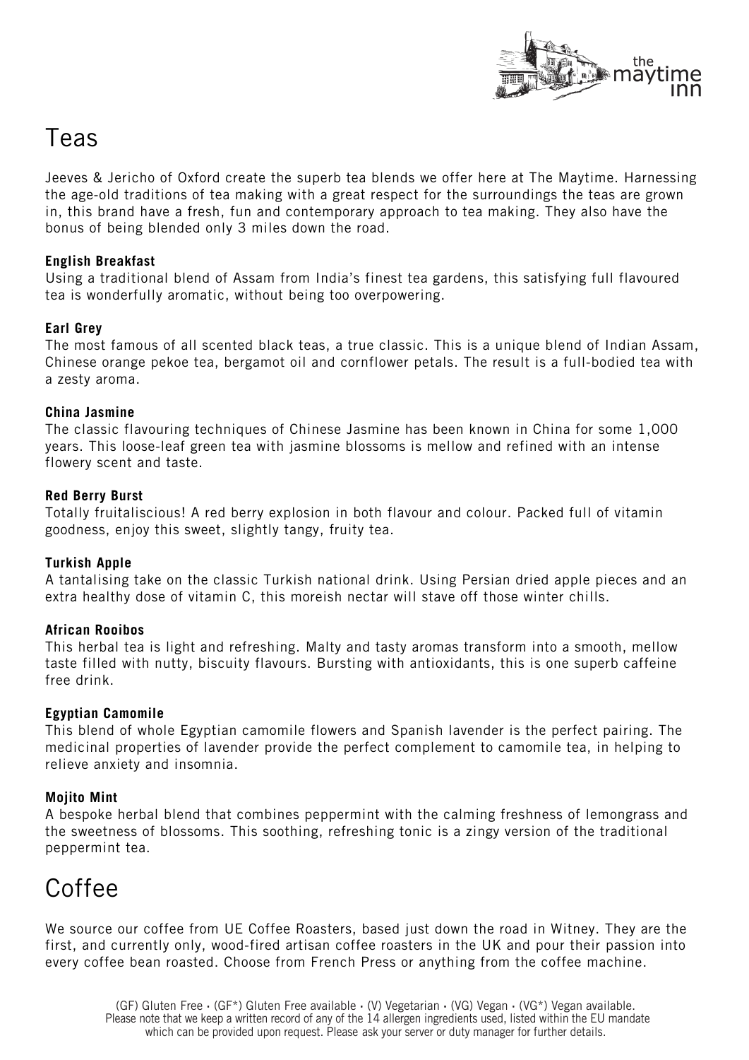# Teas

Jeeves & Jericho of Oxford create the superb tea blends we offer here at The Maytime. Harnessing the age-old traditions of tea making with a great respect for the surroundings the teas are grown in, this brand have a fresh, fun and contemporary approach to tea making. They also have the bonus of being blended only 3 miles down the road.

**English Breakfast**
Using a traditional blend of Assam from India's finest tea gardens, this satisfying full flavoured tea is wonderfully aromatic, without being too overpowering.

**Earl Grey**
The most famous of all scented black teas, a true classic. This is a unique blend of Indian Assam, Chinese orange pekoe tea, bergamot oil and cornflower petals. The result is a full-bodied tea with a zesty aroma.

**China Jasmine**
The classic flavouring techniques of Chinese Jasmine has been known in China for some 1,000 years. This loose-leaf green tea with jasmine blossoms is mellow and refined with an intense flowery scent and taste.

**Red Berry Burst**
Totally fruitaliscious! A red berry explosion in both flavour and colour. Packed full of vitamin goodness, enjoy this sweet, slightly tangy, fruity tea.

**Turkish Apple**
A tantalising take on the classic Turkish national drink. Using Persian dried apple pieces and an extra healthy dose of vitamin C, this moreish nectar will stave off those winter chills.

**African Rooibos**
This herbal tea is light and refreshing. Malty and tasty aromas transform into a smooth, mellow taste filled with nutty, biscuity flavours. Bursting with antioxidants, this is one superb caffeine free drink.

**Egyptian Camomile**
This blend of whole Egyptian camomile flowers and Spanish lavender is the perfect pairing. The medicinal properties of lavender provide the perfect complement to camomile tea, in helping to relieve anxiety and insomnia.

**Mojito Mint**
A bespoke herbal blend that combines peppermint with the calming freshness of lemongrass and the sweetness of blossoms. This soothing, refreshing tonic is a zingy version of the traditional peppermint tea.

# Coffee

We source our coffee from UE Coffee Roasters, based just down the road in Witney. They are the first, and currently only, wood-fired artisan coffee roasters in the UK and pour their passion into every coffee bean roasted. Choose from French Press or anything from the coffee machine.

(GF) Gluten Free • (GF*) Gluten Free available • (V) Vegetarian • (VG) Vegan • (VG*) Vegan available.
Please note that we keep a written record of any of the 14 allergen ingredients used, listed within the EU mandate which can be provided upon request. Please ask your server or duty manager for further details.